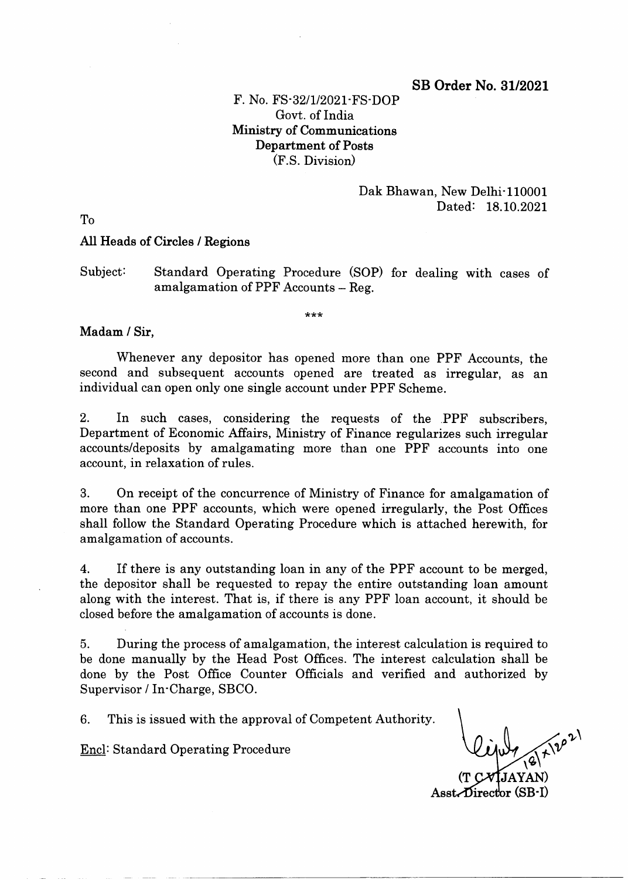**SB Order No. 31/2021**

F. No. FS-32/1/2021-FS-DOP
Govt. of India
**Ministry of Communications**
**Department of Posts**
(F.S. Division)

Dak Bhawan, New Delhi-110001
Dated: 18.10.2021

To

**All Heads of Circles / Regions**

Subject: Standard Operating Procedure (SOP) for dealing with cases of amalgamation of PPF Accounts – Reg.

\*\*\*

**Madam / Sir,**

Whenever any depositor has opened more than one PPF Accounts, the second and subsequent accounts opened are treated as irregular, as an individual can open only one single account under PPF Scheme.

2. In such cases, considering the requests of the PPF subscribers, Department of Economic Affairs, Ministry of Finance regularizes such irregular accounts/deposits by amalgamating more than one PPF accounts into one account, in relaxation of rules.

3. On receipt of the concurrence of Ministry of Finance for amalgamation of more than one PPF accounts, which were opened irregularly, the Post Offices shall follow the Standard Operating Procedure which is attached herewith, for amalgamation of accounts.

4. If there is any outstanding loan in any of the PPF account to be merged, the depositor shall be requested to repay the entire outstanding loan amount along with the interest. That is, if there is any PPF loan account, it should be closed before the amalgamation of accounts is done.

5. During the process of amalgamation, the interest calculation is required to be done manually by the Head Post Offices. The interest calculation shall be done by the Post Office Counter Officials and verified and authorized by Supervisor / In-Charge, SBCO.

6. This is issued with the approval of Competent Authority.

Encl: Standard Operating Procedure

18/10/2021
(T C VIJAYAN)
Asst. Director (SB-I)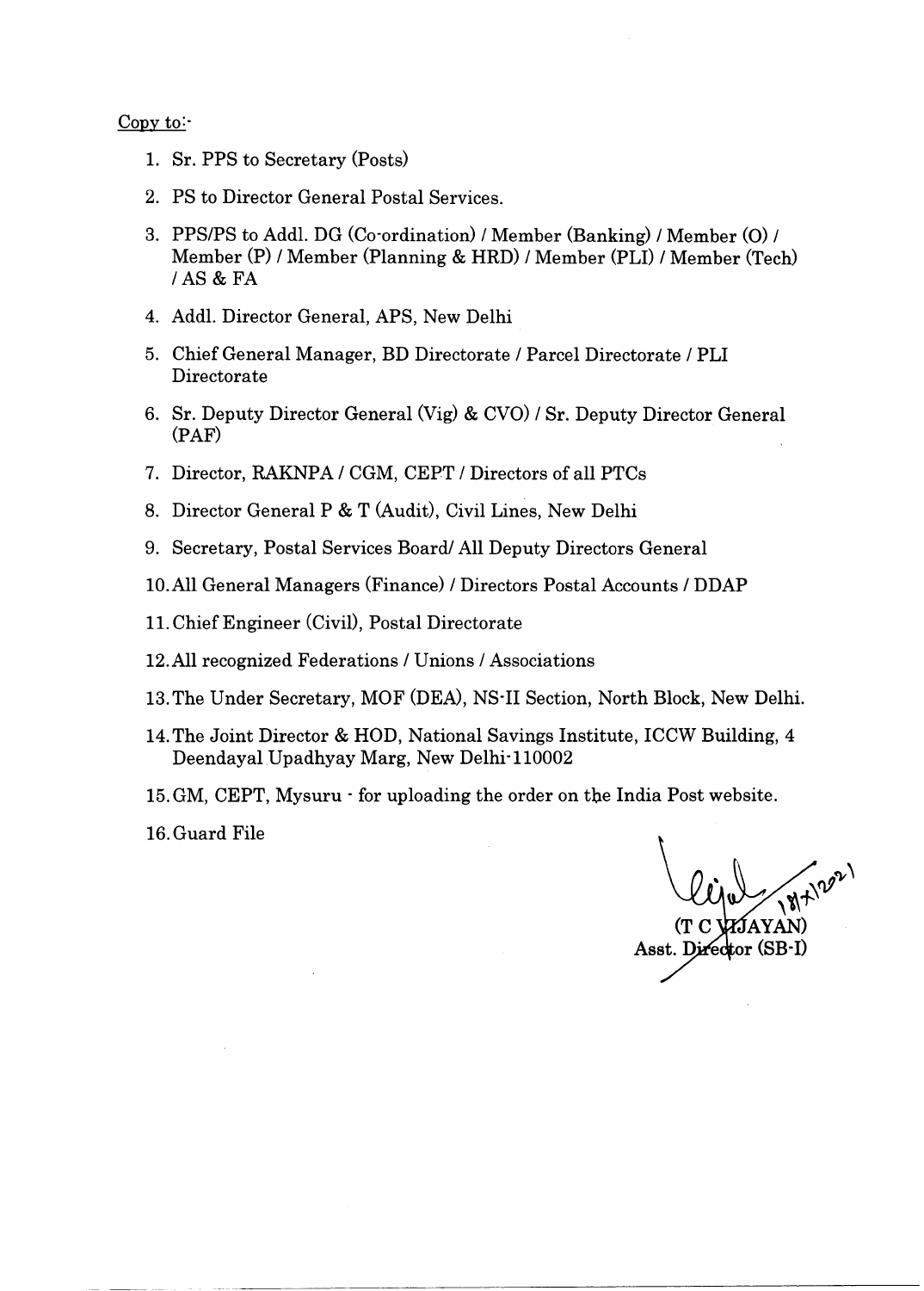Copy to:-

1. Sr. PPS to Secretary (Posts)
2. PS to Director General Postal Services.
3. PPS/PS to Addl. DG (Co-ordination) / Member (Banking) / Member (O) / Member (P) / Member (Planning & HRD) / Member (PLI) / Member (Tech) / AS & FA
4. Addl. Director General, APS, New Delhi
5. Chief General Manager, BD Directorate / Parcel Directorate / PLI Directorate
6. Sr. Deputy Director General (Vig) & CVO) / Sr. Deputy Director General (PAF)
7. Director, RAKNPA / CGM, CEPT / Directors of all PTCs
8. Director General P & T (Audit), Civil Lines, New Delhi
9. Secretary, Postal Services Board/ All Deputy Directors General
10. All General Managers (Finance) / Directors Postal Accounts / DDAP
11. Chief Engineer (Civil), Postal Directorate
12. All recognized Federations / Unions / Associations
13. The Under Secretary, MOF (DEA), NS-II Section, North Block, New Delhi.
14. The Joint Director & HOD, National Savings Institute, ICCW Building, 4 Deendayal Upadhyay Marg, New Delhi-110002
15. GM, CEPT, Mysuru - for uploading the order on the India Post website.
16. Guard File

18/x/2021

(T C VIJAYAN)
Asst. Director (SB-I)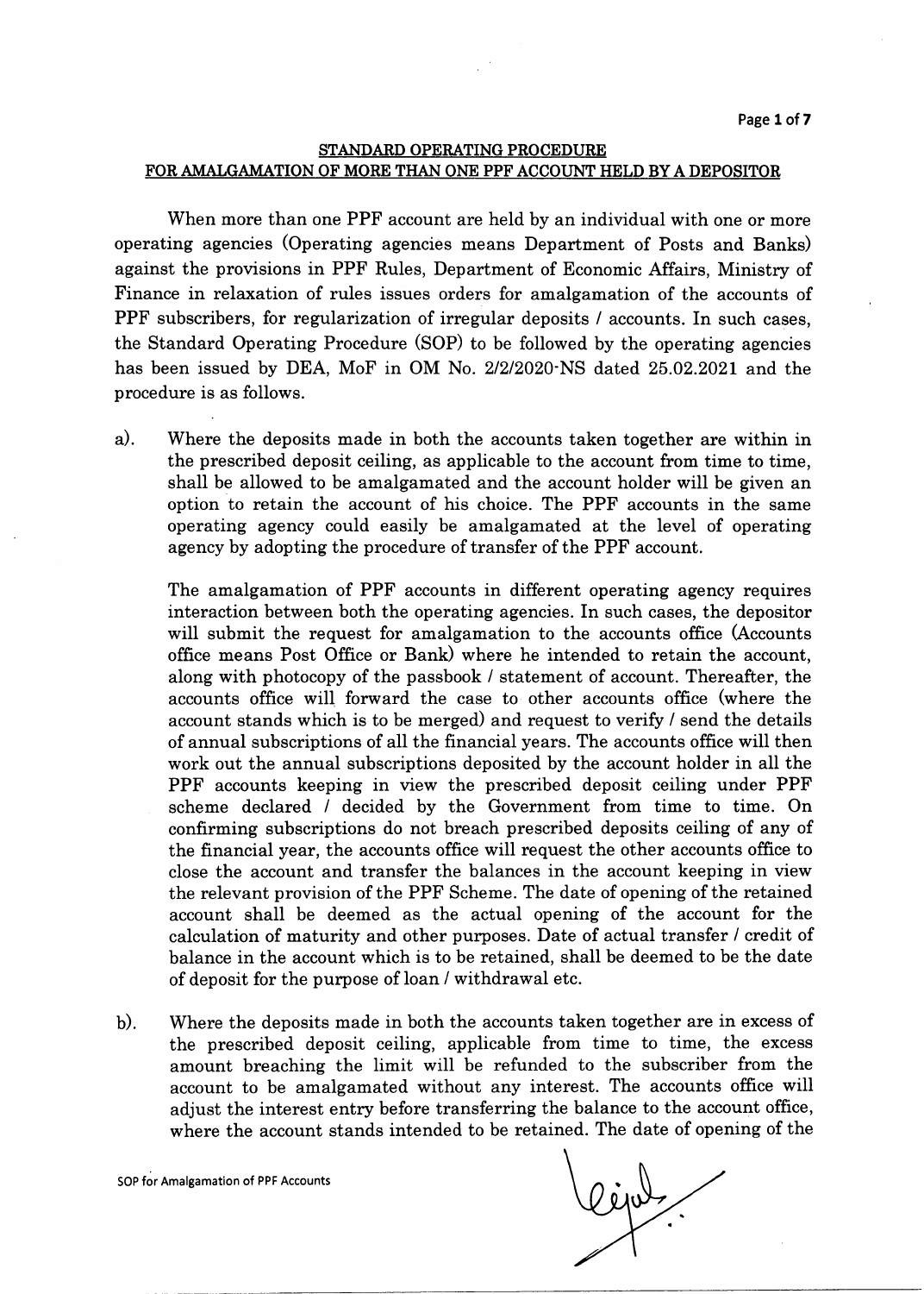## STANDARD OPERATING PROCEDURE
## FOR AMALGAMATION OF MORE THAN ONE PPF ACCOUNT HELD BY A DEPOSITOR

When more than one PPF account are held by an individual with one or more operating agencies (Operating agencies means Department of Posts and Banks) against the provisions in PPF Rules, Department of Economic Affairs, Ministry of Finance in relaxation of rules issues orders for amalgamation of the accounts of PPF subscribers, for regularization of irregular deposits / accounts. In such cases, the Standard Operating Procedure (SOP) to be followed by the operating agencies has been issued by DEA, MoF in OM No. 2/2/2020-NS dated 25.02.2021 and the procedure is as follows.

a). Where the deposits made in both the accounts taken together are within in the prescribed deposit ceiling, as applicable to the account from time to time, shall be allowed to be amalgamated and the account holder will be given an option to retain the account of his choice. The PPF accounts in the same operating agency could easily be amalgamated at the level of operating agency by adopting the procedure of transfer of the PPF account.

The amalgamation of PPF accounts in different operating agency requires interaction between both the operating agencies. In such cases, the depositor will submit the request for amalgamation to the accounts office (Accounts office means Post Office or Bank) where he intended to retain the account, along with photocopy of the passbook / statement of account. Thereafter, the accounts office will forward the case to other accounts office (where the account stands which is to be merged) and request to verify / send the details of annual subscriptions of all the financial years. The accounts office will then work out the annual subscriptions deposited by the account holder in all the PPF accounts keeping in view the prescribed deposit ceiling under PPF scheme declared / decided by the Government from time to time. On confirming subscriptions do not breach prescribed deposits ceiling of any of the financial year, the accounts office will request the other accounts office to close the account and transfer the balances in the account keeping in view the relevant provision of the PPF Scheme. The date of opening of the retained account shall be deemed as the actual opening of the account for the calculation of maturity and other purposes. Date of actual transfer / credit of balance in the account which is to be retained, shall be deemed to be the date of deposit for the purpose of loan / withdrawal etc.

b). Where the deposits made in both the accounts taken together are in excess of the prescribed deposit ceiling, applicable from time to time, the excess amount breaching the limit will be refunded to the subscriber from the account to be amalgamated without any interest. The accounts office will adjust the interest entry before transferring the balance to the account office, where the account stands intended to be retained. The date of opening of the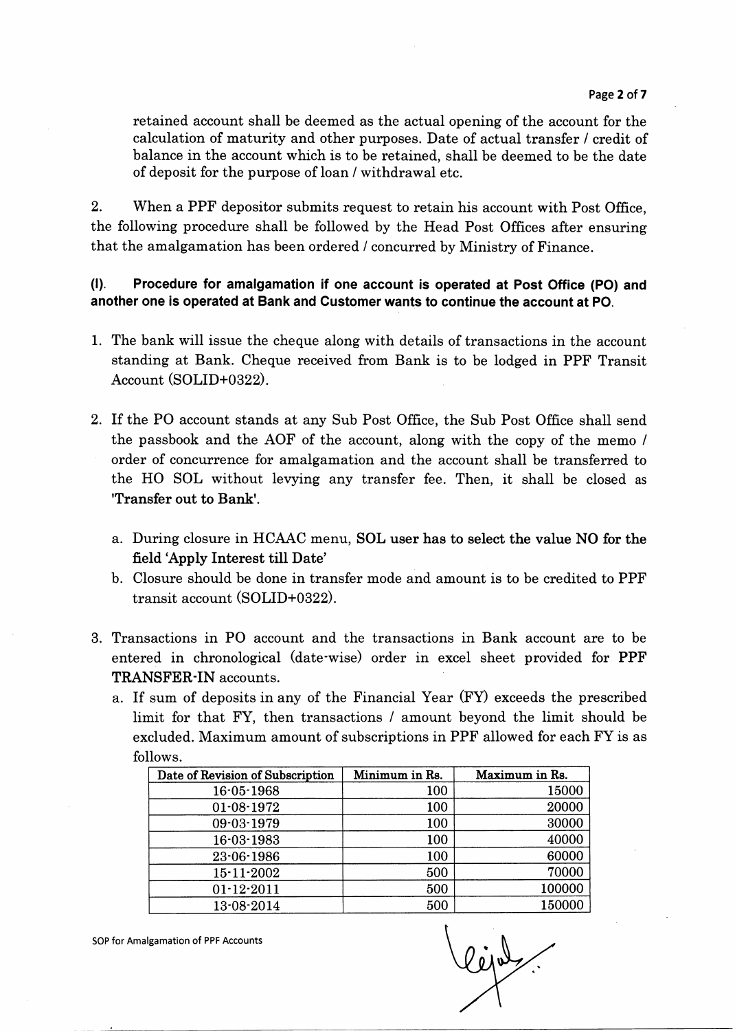retained account shall be deemed as the actual opening of the account for the calculation of maturity and other purposes. Date of actual transfer / credit of balance in the account which is to be retained, shall be deemed to be the date of deposit for the purpose of loan / withdrawal etc.

2. When a PPF depositor submits request to retain his account with Post Office, the following procedure shall be followed by the Head Post Offices after ensuring that the amalgamation has been ordered / concurred by Ministry of Finance.

**(I). Procedure for amalgamation if one account is operated at Post Office (PO) and another one is operated at Bank and Customer wants to continue the account at PO.**

1. The bank will issue the cheque along with details of transactions in the account standing at Bank. Cheque received from Bank is to be lodged in PPF Transit Account (SOLID+0322).

2. If the PO account stands at any Sub Post Office, the Sub Post Office shall send the passbook and the AOF of the account, along with the copy of the memo / order of concurrence for amalgamation and the account shall be transferred to the HO SOL without levying any transfer fee. Then, it shall be closed as **'Transfer out to Bank'**.

   a. During closure in HCAAC menu, **SOL user has to select the value NO for the field 'Apply Interest till Date'**
   b. Closure should be done in transfer mode and amount is to be credited to PPF transit account (SOLID+0322).

3. Transactions in PO account and the transactions in Bank account are to be entered in chronological (date-wise) order in excel sheet provided for **PPF TRANSFER-IN** accounts.

   a. If sum of deposits in any of the Financial Year (FY) exceeds the prescribed limit for that FY, then transactions / amount beyond the limit should be excluded. Maximum amount of subscriptions in PPF allowed for each FY is as follows.

| Date of Revision of Subscription | Minimum in Rs. | Maximum in Rs. |
|---|---|---|
| 16-05-1968 | 100 | 15000 |
| 01-08-1972 | 100 | 20000 |
| 09-03-1979 | 100 | 30000 |
| 16-03-1983 | 100 | 40000 |
| 23-06-1986 | 100 | 60000 |
| 15-11-2002 | 500 | 70000 |
| 01-12-2011 | 500 | 100000 |
| 13-08-2014 | 500 | 150000 |

SOP for Amalgamation of PPF Accounts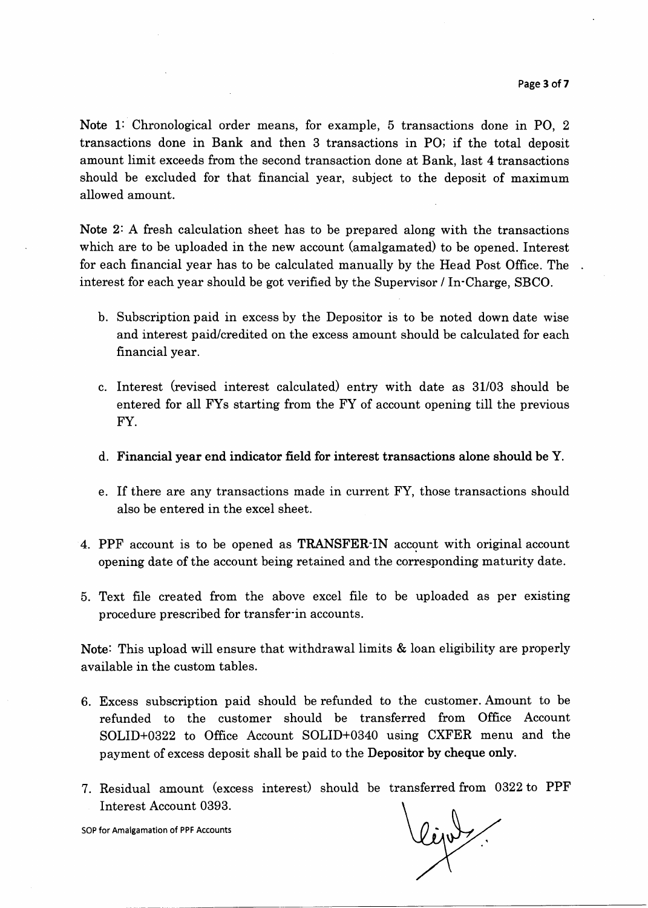Note 1: Chronological order means, for example, 5 transactions done in PO, 2 transactions done in Bank and then 3 transactions in PO; if the total deposit amount limit exceeds from the second transaction done at Bank, last 4 transactions should be excluded for that financial year, subject to the deposit of maximum allowed amount.

Note 2: A fresh calculation sheet has to be prepared along with the transactions which are to be uploaded in the new account (amalgamated) to be opened. Interest for each financial year has to be calculated manually by the Head Post Office. The interest for each year should be got verified by the Supervisor / In-Charge, SBCO.

b. Subscription paid in excess by the Depositor is to be noted down date wise and interest paid/credited on the excess amount should be calculated for each financial year.

c. Interest (revised interest calculated) entry with date as 31/03 should be entered for all FYs starting from the FY of account opening till the previous FY.

d. **Financial year end indicator field for interest transactions alone should be Y.**

e. If there are any transactions made in current FY, those transactions should also be entered in the excel sheet.

4. PPF account is to be opened as **TRANSFER-IN** account with original account opening date of the account being retained and the corresponding maturity date.

5. Text file created from the above excel file to be uploaded as per existing procedure prescribed for transfer-in accounts.

Note: This upload will ensure that withdrawal limits & loan eligibility are properly available in the custom tables.

6. Excess subscription paid should be refunded to the customer. Amount to be refunded to the customer should be transferred from Office Account SOLID+0322 to Office Account SOLID+0340 using CXFER menu and the payment of excess deposit shall be paid to the **Depositor by cheque only.**

7. Residual amount (excess interest) should be transferred from 0322 to PPF Interest Account 0393.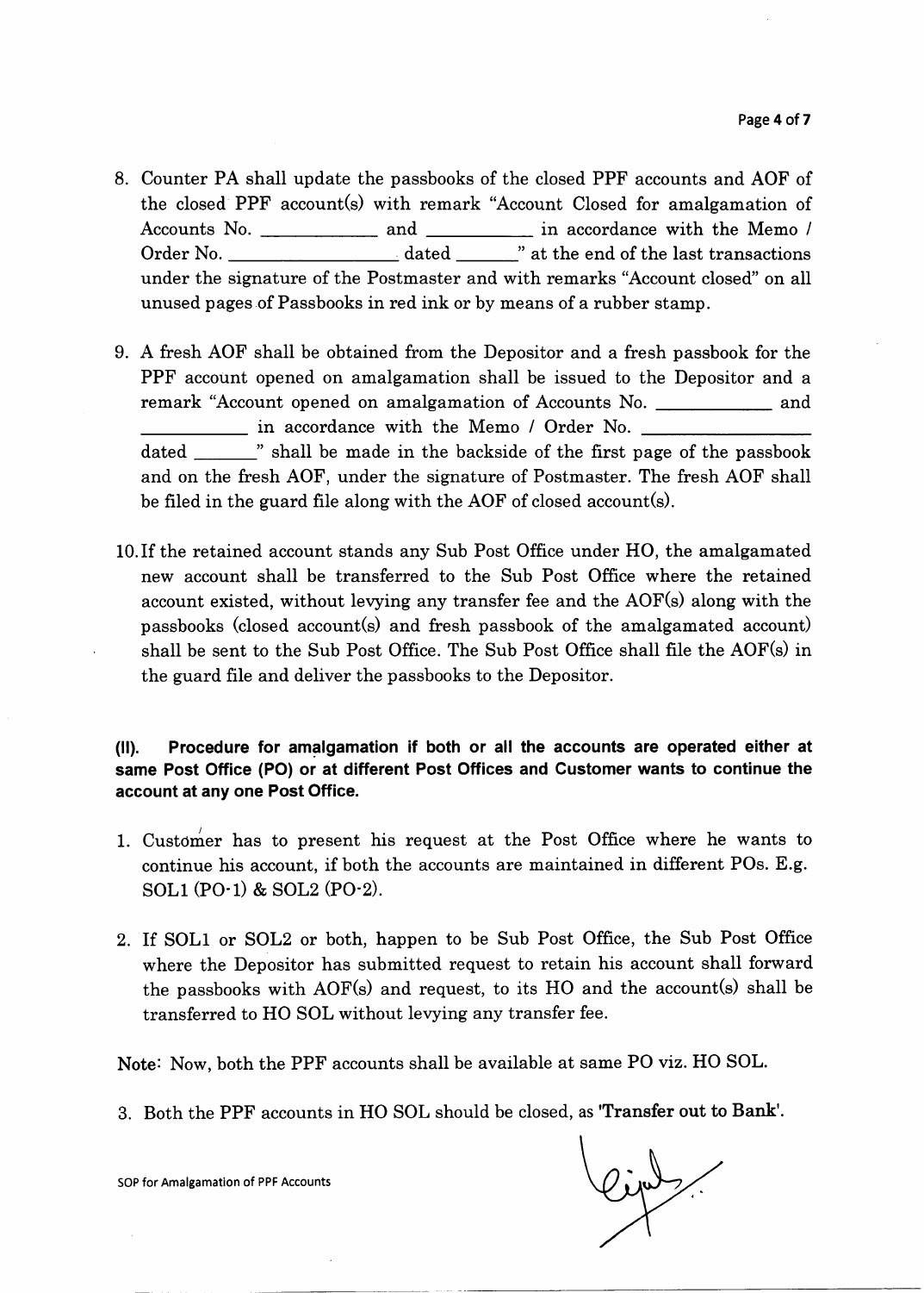8. Counter PA shall update the passbooks of the closed PPF accounts and AOF of the closed PPF account(s) with remark "Account Closed for amalgamation of Accounts No. ____________ and ___________ in accordance with the Memo / Order No. __________________ dated _______" at the end of the last transactions under the signature of the Postmaster and with remarks "Account closed" on all unused pages of Passbooks in red ink or by means of a rubber stamp.

9. A fresh AOF shall be obtained from the Depositor and a fresh passbook for the PPF account opened on amalgamation shall be issued to the Depositor and a remark "Account opened on amalgamation of Accounts No. ____________ and ___________ in accordance with the Memo / Order No. __________________ dated _______" shall be made in the backside of the first page of the passbook and on the fresh AOF, under the signature of Postmaster. The fresh AOF shall be filed in the guard file along with the AOF of closed account(s).

10. If the retained account stands any Sub Post Office under HO, the amalgamated new account shall be transferred to the Sub Post Office where the retained account existed, without levying any transfer fee and the AOF(s) along with the passbooks (closed account(s) and fresh passbook of the amalgamated account) shall be sent to the Sub Post Office. The Sub Post Office shall file the AOF(s) in the guard file and deliver the passbooks to the Depositor.

**(II). Procedure for amalgamation if both or all the accounts are operated either at same Post Office (PO) or at different Post Offices and Customer wants to continue the account at any one Post Office.**

1. Customer has to present his request at the Post Office where he wants to continue his account, if both the accounts are maintained in different POs. E.g. SOL1 (PO-1) & SOL2 (PO-2).

2. If SOL1 or SOL2 or both, happen to be Sub Post Office, the Sub Post Office where the Depositor has submitted request to retain his account shall forward the passbooks with AOF(s) and request, to its HO and the account(s) shall be transferred to HO SOL without levying any transfer fee.

Note: Now, both the PPF accounts shall be available at same PO viz. HO SOL.

3. Both the PPF accounts in HO SOL should be closed, as '**Transfer out to Bank**'.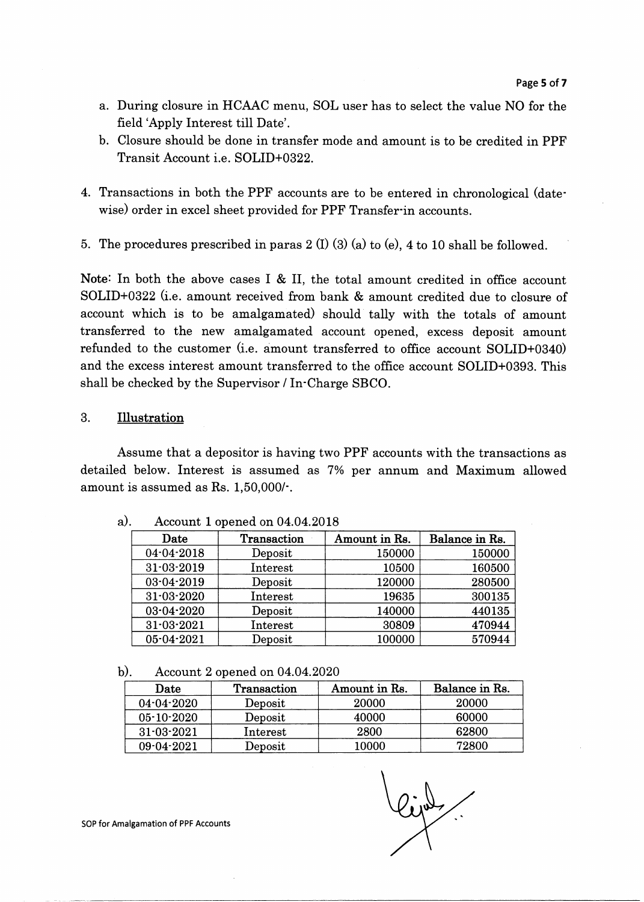a. During closure in HCAAC menu, SOL user has to select the value NO for the field 'Apply Interest till Date'.
b. Closure should be done in transfer mode and amount is to be credited in PPF Transit Account i.e. SOLID+0322.

4. Transactions in both the PPF accounts are to be entered in chronological (date-wise) order in excel sheet provided for PPF Transfer-in accounts.

5. The procedures prescribed in paras 2 (I) (3) (a) to (e), 4 to 10 shall be followed.

**Note**: In both the above cases I & II, the total amount credited in office account SOLID+0322 (i.e. amount received from bank & amount credited due to closure of account which is to be amalgamated) should tally with the totals of amount transferred to the new amalgamated account opened, excess deposit amount refunded to the customer (i.e. amount transferred to office account SOLID+0340) and the excess interest amount transferred to the office account SOLID+0393. This shall be checked by the Supervisor / In-Charge SBCO.

## 3. Illustration

Assume that a depositor is having two PPF accounts with the transactions as detailed below. Interest is assumed as 7% per annum and Maximum allowed amount is assumed as Rs. 1,50,000/-.

a). Account 1 opened on 04.04.2018

| Date | Transaction | Amount in Rs. | Balance in Rs. |
|---|---|---|---|
| 04-04-2018 | Deposit | 150000 | 150000 |
| 31-03-2019 | Interest | 10500 | 160500 |
| 03-04-2019 | Deposit | 120000 | 280500 |
| 31-03-2020 | Interest | 19635 | 300135 |
| 03-04-2020 | Deposit | 140000 | 440135 |
| 31-03-2021 | Interest | 30809 | 470944 |
| 05-04-2021 | Deposit | 100000 | 570944 |

b). Account 2 opened on 04.04.2020

| Date | Transaction | Amount in Rs. | Balance in Rs. |
|---|---|---|---|
| 04-04-2020 | Deposit | 20000 | 20000 |
| 05-10-2020 | Deposit | 40000 | 60000 |
| 31-03-2021 | Interest | 2800 | 62800 |
| 09-04-2021 | Deposit | 10000 | 72800 |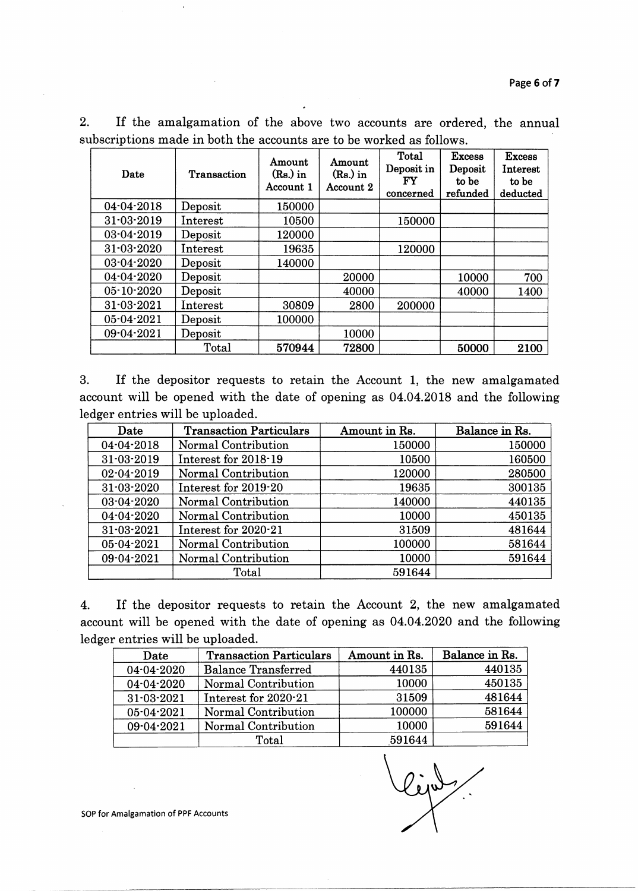2. If the amalgamation of the above two accounts are ordered, the annual subscriptions made in both the accounts are to be worked as follows.

| Date | Transaction | Amount (Rs.) in Account 1 | Amount (Rs.) in Account 2 | Total Deposit in FY concerned | Excess Deposit to be refunded | Excess Interest to be deducted |
|---|---|---|---|---|---|---|
| 04-04-2018 | Deposit | 150000 | | | | |
| 31-03-2019 | Interest | 10500 | | 150000 | | |
| 03-04-2019 | Deposit | 120000 | | | | |
| 31-03-2020 | Interest | 19635 | | 120000 | | |
| 03-04-2020 | Deposit | 140000 | | | | |
| 04-04-2020 | Deposit | | 20000 | | 10000 | 700 |
| 05-10-2020 | Deposit | | 40000 | | 40000 | 1400 |
| 31-03-2021 | Interest | 30809 | 2800 | 200000 | | |
| 05-04-2021 | Deposit | 100000 | | | | |
| 09-04-2021 | Deposit | | 10000 | | | |
| | Total | 570944 | 72800 | | 50000 | 2100 |

3. If the depositor requests to retain the Account 1, the new amalgamated account will be opened with the date of opening as 04.04.2018 and the following ledger entries will be uploaded.

| Date | Transaction Particulars | Amount in Rs. | Balance in Rs. |
|---|---|---|---|
| 04-04-2018 | Normal Contribution | 150000 | 150000 |
| 31-03-2019 | Interest for 2018-19 | 10500 | 160500 |
| 02-04-2019 | Normal Contribution | 120000 | 280500 |
| 31-03-2020 | Interest for 2019-20 | 19635 | 300135 |
| 03-04-2020 | Normal Contribution | 140000 | 440135 |
| 04-04-2020 | Normal Contribution | 10000 | 450135 |
| 31-03-2021 | Interest for 2020-21 | 31509 | 481644 |
| 05-04-2021 | Normal Contribution | 100000 | 581644 |
| 09-04-2021 | Normal Contribution | 10000 | 591644 |
| | Total | 591644 | |

4. If the depositor requests to retain the Account 2, the new amalgamated account will be opened with the date of opening as 04.04.2020 and the following ledger entries will be uploaded.

| Date | Transaction Particulars | Amount in Rs. | Balance in Rs. |
|---|---|---|---|
| 04-04-2020 | Balance Transferred | 440135 | 440135 |
| 04-04-2020 | Normal Contribution | 10000 | 450135 |
| 31-03-2021 | Interest for 2020-21 | 31509 | 481644 |
| 05-04-2021 | Normal Contribution | 100000 | 581644 |
| 09-04-2021 | Normal Contribution | 10000 | 591644 |
| | Total | 591644 | |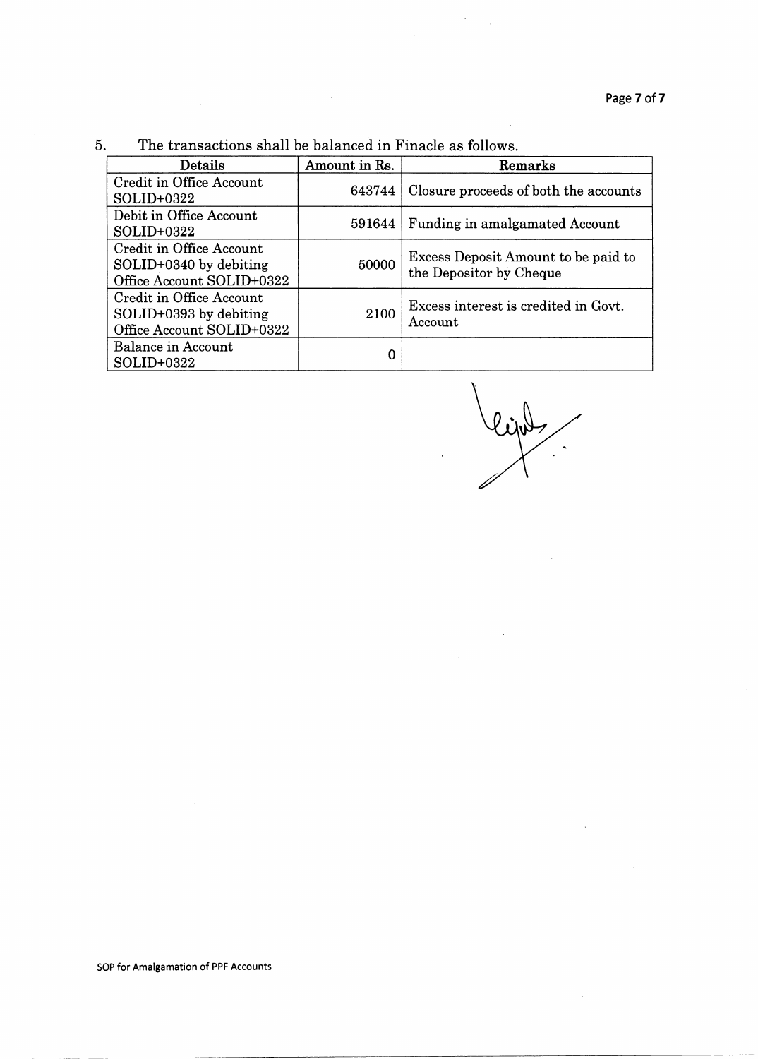5. The transactions shall be balanced in Finacle as follows.

| Details | Amount in Rs. | Remarks |
|---|---|---|
| Credit in Office Account SOLID+0322 | 643744 | Closure proceeds of both the accounts |
| Debit in Office Account SOLID+0322 | 591644 | Funding in amalgamated Account |
| Credit in Office Account SOLID+0340 by debiting Office Account SOLID+0322 | 50000 | Excess Deposit Amount to be paid to the Depositor by Cheque |
| Credit in Office Account SOLID+0393 by debiting Office Account SOLID+0322 | 2100 | Excess interest is credited in Govt. Account |
| Balance in Account SOLID+0322 | 0 | |